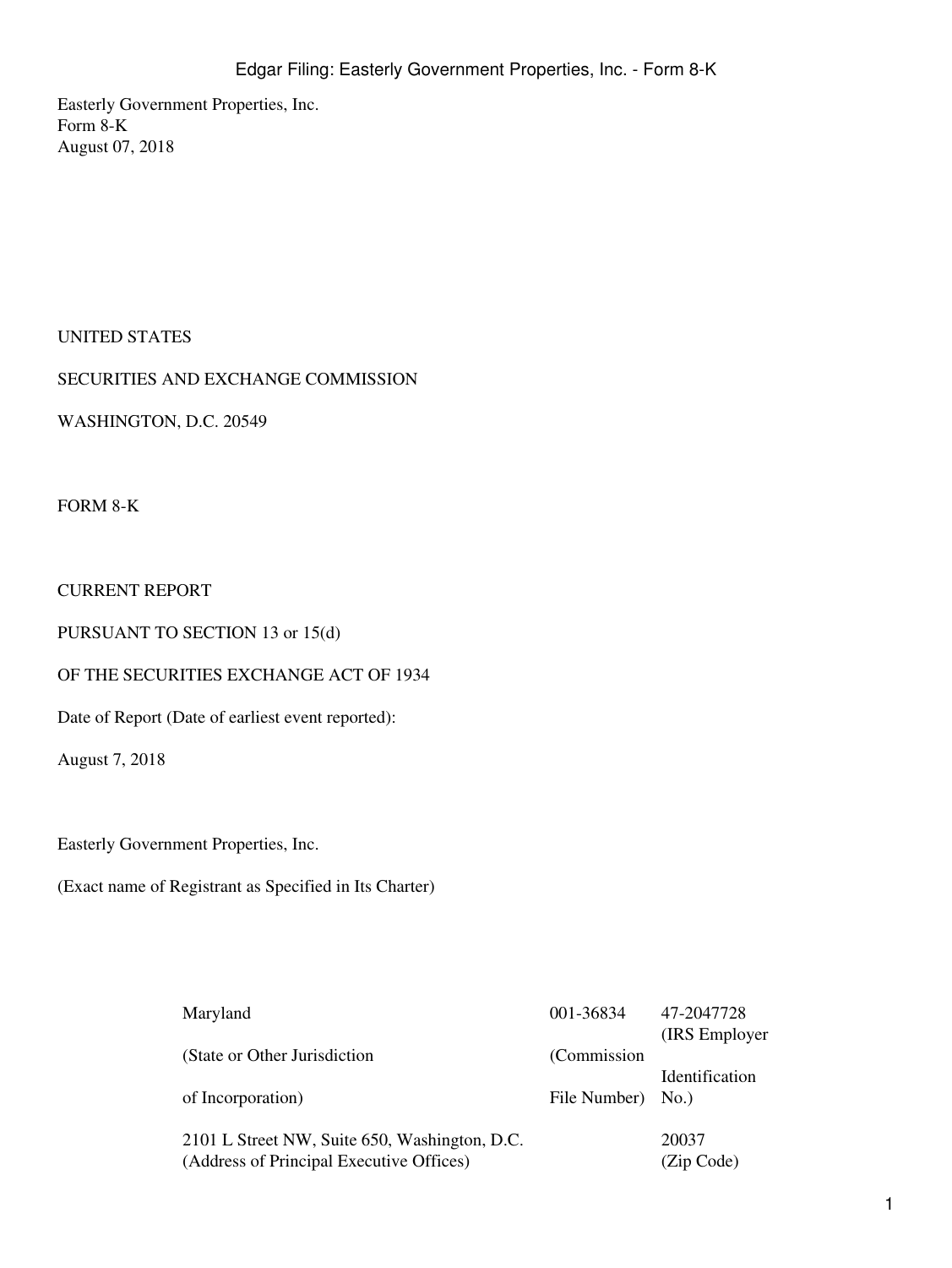Easterly Government Properties, Inc.
Form 8-K
August 07, 2018

UNITED STATES

SECURITIES AND EXCHANGE COMMISSION

WASHINGTON, D.C. 20549

FORM 8-K

CURRENT REPORT

PURSUANT TO SECTION 13 or 15(d)

OF THE SECURITIES EXCHANGE ACT OF 1934

Date of Report (Date of earliest event reported):

August 7, 2018

Easterly Government Properties, Inc.

(Exact name of Registrant as Specified in Its Charter)

| Maryland | 001-36834 | 47-2047728 |
| --- | --- | --- |
| (State or Other Jurisdiction of Incorporation) | (Commission File Number) | (IRS Employer Identification No.) |
| 2101 L Street NW, Suite 650, Washington, D.C. | | 20037 |
| (Address of Principal Executive Offices) | | (Zip Code) |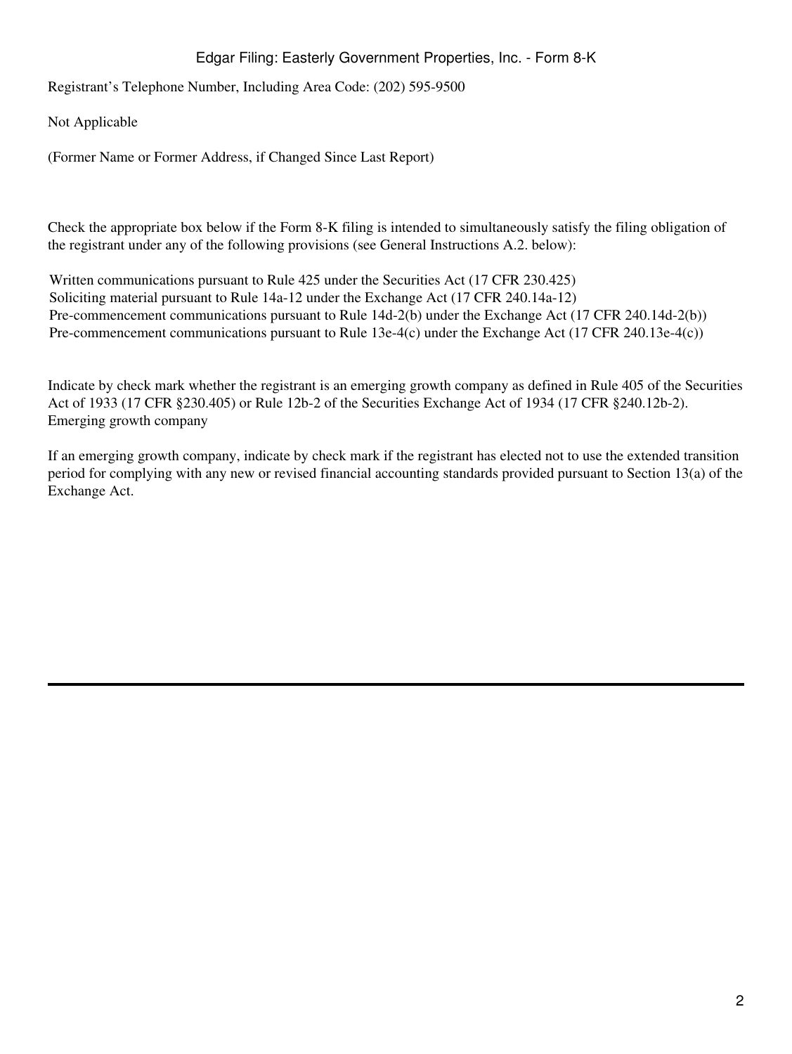Registrant's Telephone Number, Including Area Code: (202) 595-9500

Not Applicable

(Former Name or Former Address, if Changed Since Last Report)

Check the appropriate box below if the Form 8-K filing is intended to simultaneously satisfy the filing obligation of the registrant under any of the following provisions (see General Instructions A.2. below):

Written communications pursuant to Rule 425 under the Securities Act (17 CFR 230.425)
Soliciting material pursuant to Rule 14a-12 under the Exchange Act (17 CFR 240.14a-12)
Pre-commencement communications pursuant to Rule 14d-2(b) under the Exchange Act (17 CFR 240.14d-2(b))
Pre-commencement communications pursuant to Rule 13e-4(c) under the Exchange Act (17 CFR 240.13e-4(c))

Indicate by check mark whether the registrant is an emerging growth company as defined in Rule 405 of the Securities Act of 1933 (17 CFR §230.405) or Rule 12b-2 of the Securities Exchange Act of 1934 (17 CFR §240.12b-2).
Emerging growth company

If an emerging growth company, indicate by check mark if the registrant has elected not to use the extended transition period for complying with any new or revised financial accounting standards provided pursuant to Section 13(a) of the Exchange Act.

---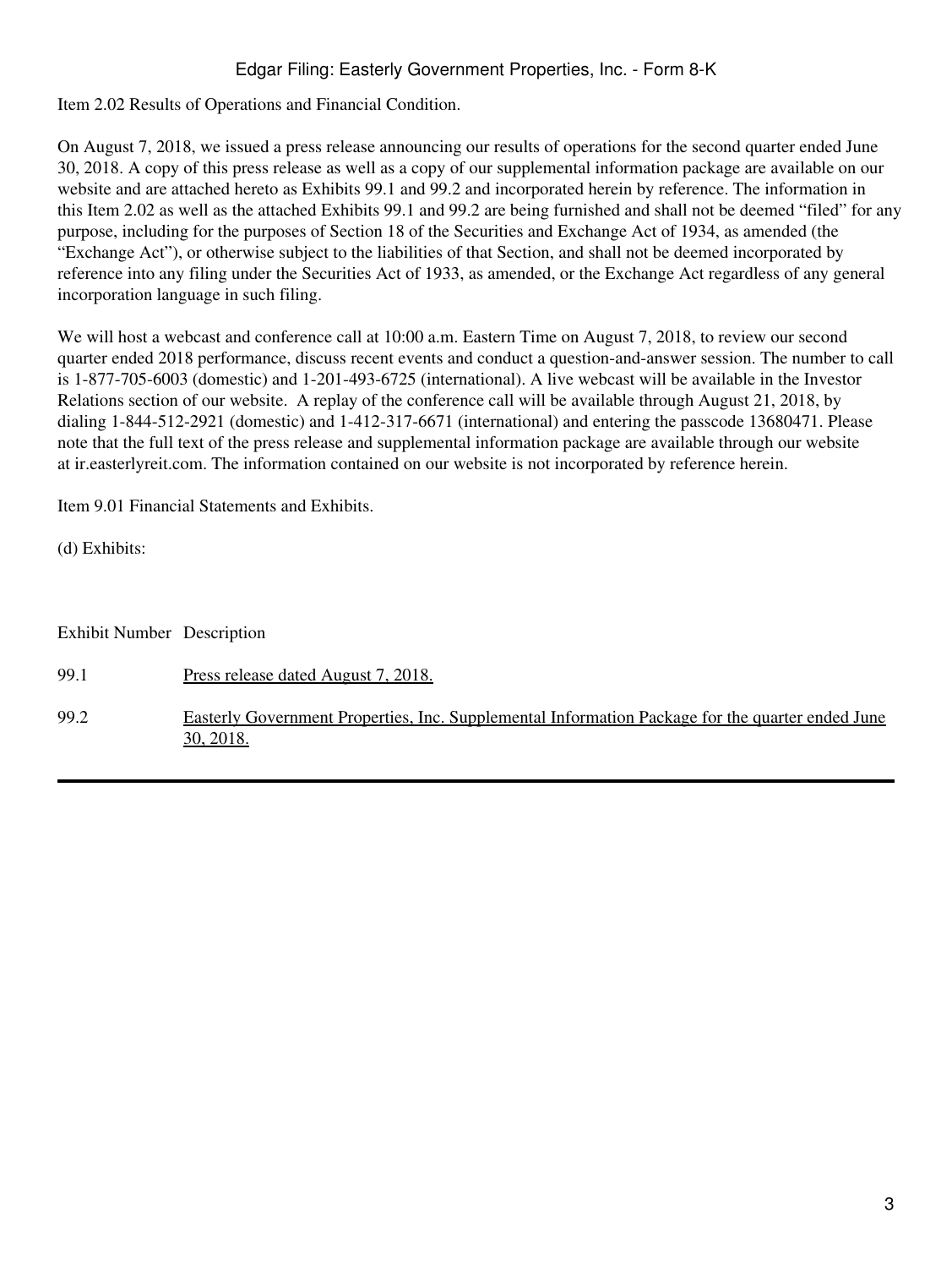Item 2.02 Results of Operations and Financial Condition.

On August 7, 2018, we issued a press release announcing our results of operations for the second quarter ended June 30, 2018. A copy of this press release as well as a copy of our supplemental information package are available on our website and are attached hereto as Exhibits 99.1 and 99.2 and incorporated herein by reference. The information in this Item 2.02 as well as the attached Exhibits 99.1 and 99.2 are being furnished and shall not be deemed "filed" for any purpose, including for the purposes of Section 18 of the Securities and Exchange Act of 1934, as amended (the "Exchange Act"), or otherwise subject to the liabilities of that Section, and shall not be deemed incorporated by reference into any filing under the Securities Act of 1933, as amended, or the Exchange Act regardless of any general incorporation language in such filing.

We will host a webcast and conference call at 10:00 a.m. Eastern Time on August 7, 2018, to review our second quarter ended 2018 performance, discuss recent events and conduct a question-and-answer session. The number to call is 1-877-705-6003 (domestic) and 1-201-493-6725 (international). A live webcast will be available in the Investor Relations section of our website. A replay of the conference call will be available through August 21, 2018, by dialing 1-844-512-2921 (domestic) and 1-412-317-6671 (international) and entering the passcode 13680471. Please note that the full text of the press release and supplemental information package are available through our website at ir.easterlyreit.com. The information contained on our website is not incorporated by reference herein.

Item 9.01 Financial Statements and Exhibits.

(d) Exhibits:

| Exhibit Number | Description |
|---|---|
| 99.1 | Press release dated August 7, 2018. |
| 99.2 | Easterly Government Properties, Inc. Supplemental Information Package for the quarter ended June 30, 2018. |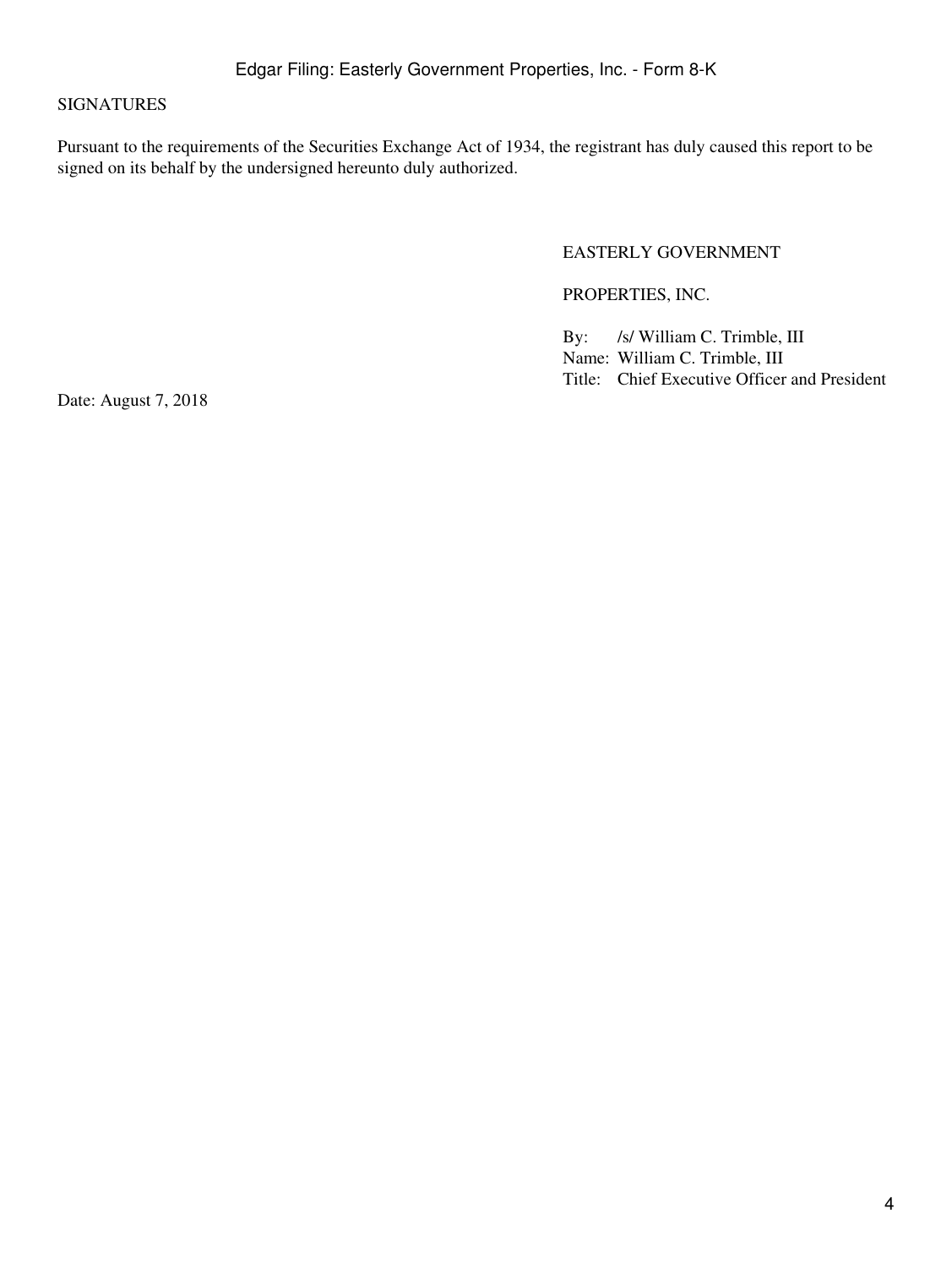SIGNATURES

Pursuant to the requirements of the Securities Exchange Act of 1934, the registrant has duly caused this report to be signed on its behalf by the undersigned hereunto duly authorized.

EASTERLY GOVERNMENT

PROPERTIES, INC.

By: /s/ William C. Trimble, III
Name: William C. Trimble, III
Title: Chief Executive Officer and President

Date: August 7, 2018